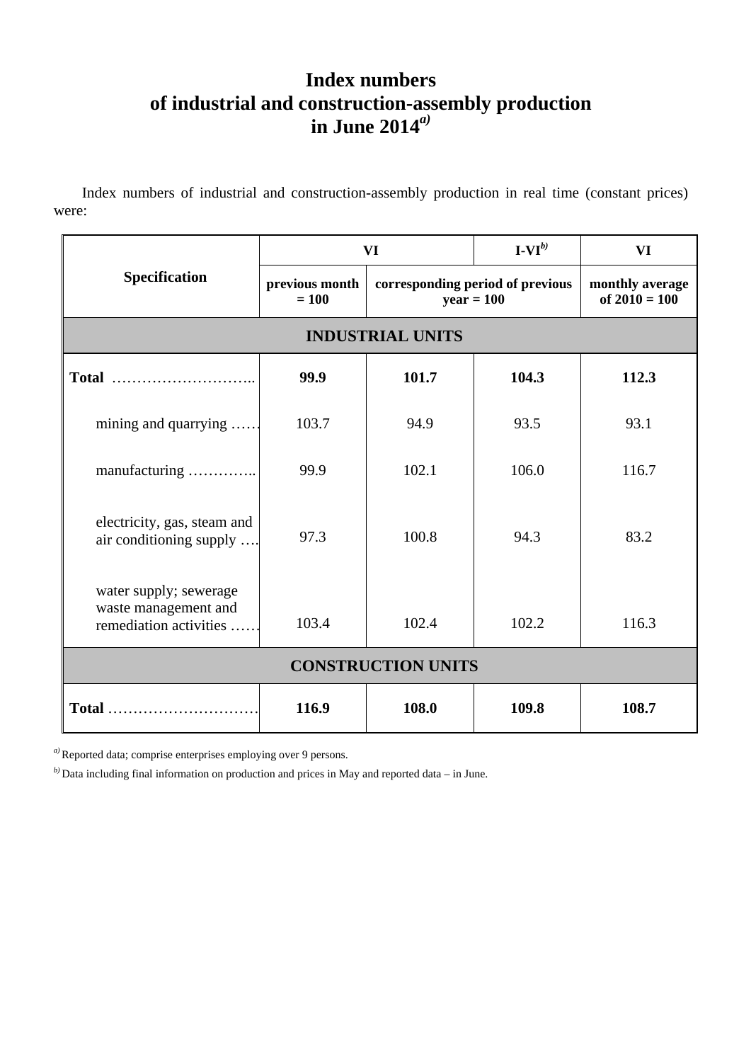# Index numbers of industrial and construction-assembly production in June 2014[a)]

Index numbers of industrial and construction-assembly production in real time (constant prices) were:

| Specification | VI | | I-VI[b)] | VI |
|---|---|---|---|---|
| | previous month = 100 | corresponding period of previous year = 100 | | monthly average of 2010 = 100 |
| **INDUSTRIAL UNITS** | | | | |
| **Total** ……………………….. | **99.9** | **101.7** | **104.3** | **112.3** |
| mining and quarrying …… | 103.7 | 94.9 | 93.5 | 93.1 |
| manufacturing ………….. | 99.9 | 102.1 | 106.0 | 116.7 |
| electricity, gas, steam and air conditioning supply …. | 97.3 | 100.8 | 94.3 | 83.2 |
| water supply; sewerage waste management and remediation activities …… | 103.4 | 102.4 | 102.2 | 116.3 |
| **CONSTRUCTION UNITS** | | | | |
| **Total** ………………………… | **116.9** | **108.0** | **109.8** | **108.7** |

[a)] Reported data; comprise enterprises employing over 9 persons.

[b)] Data including final information on production and prices in May and reported data – in June.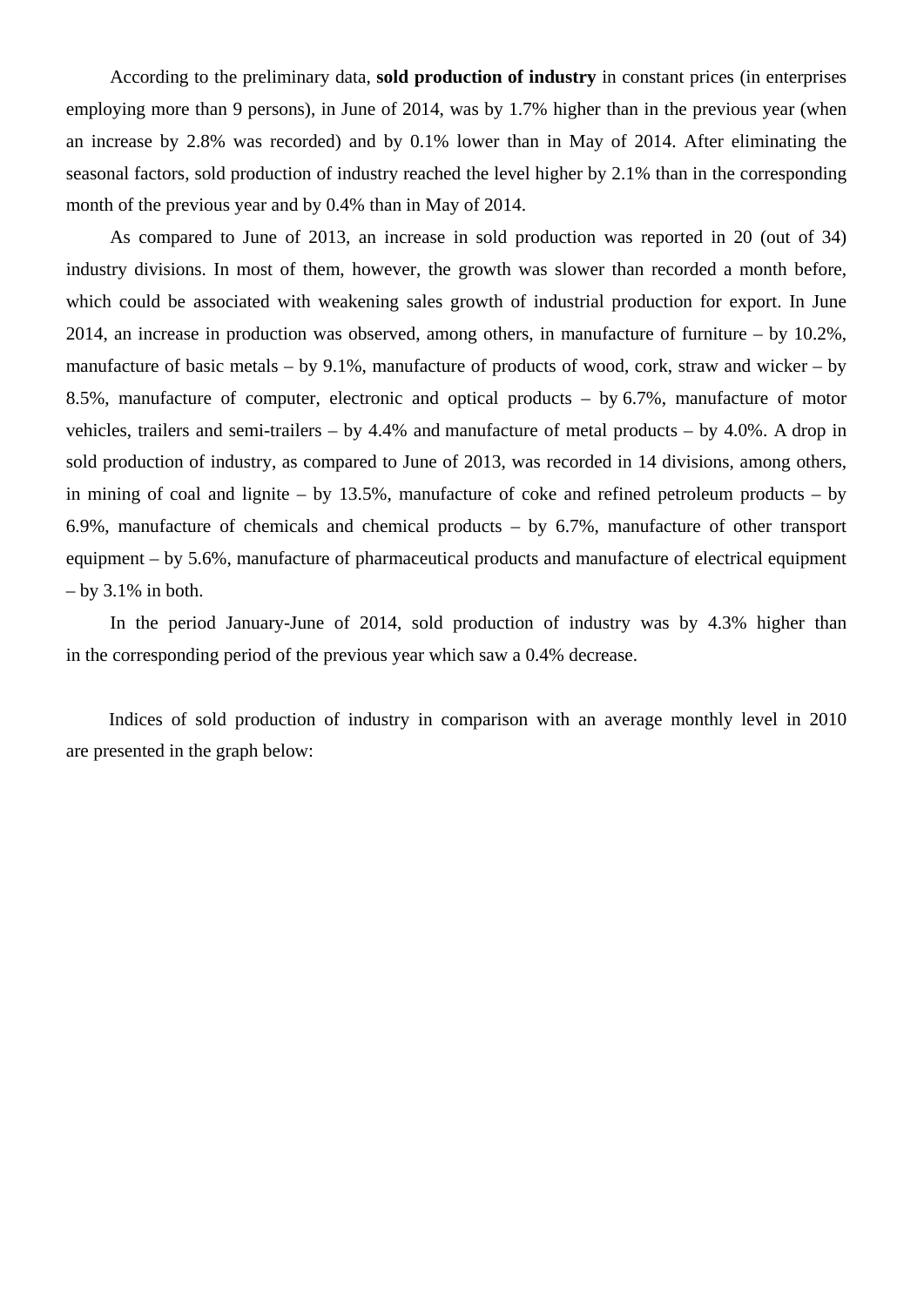According to the preliminary data, **sold production of industry** in constant prices (in enterprises employing more than 9 persons), in June of 2014, was by 1.7% higher than in the previous year (when an increase by 2.8% was recorded) and by 0.1% lower than in May of 2014. After eliminating the seasonal factors, sold production of industry reached the level higher by 2.1% than in the corresponding month of the previous year and by 0.4% than in May of 2014.

As compared to June of 2013, an increase in sold production was reported in 20 (out of 34) industry divisions. In most of them, however, the growth was slower than recorded a month before, which could be associated with weakening sales growth of industrial production for export. In June 2014, an increase in production was observed, among others, in manufacture of furniture – by 10.2%, manufacture of basic metals – by 9.1%, manufacture of products of wood, cork, straw and wicker – by 8.5%, manufacture of computer, electronic and optical products – by 6.7%, manufacture of motor vehicles, trailers and semi-trailers – by 4.4% and manufacture of metal products – by 4.0%. A drop in sold production of industry, as compared to June of 2013, was recorded in 14 divisions, among others, in mining of coal and lignite – by 13.5%, manufacture of coke and refined petroleum products – by 6.9%, manufacture of chemicals and chemical products – by 6.7%, manufacture of other transport equipment – by 5.6%, manufacture of pharmaceutical products and manufacture of electrical equipment – by 3.1% in both.

In the period January-June of 2014, sold production of industry was by 4.3% higher than in the corresponding period of the previous year which saw a 0.4% decrease.

Indices of sold production of industry in comparison with an average monthly level in 2010 are presented in the graph below: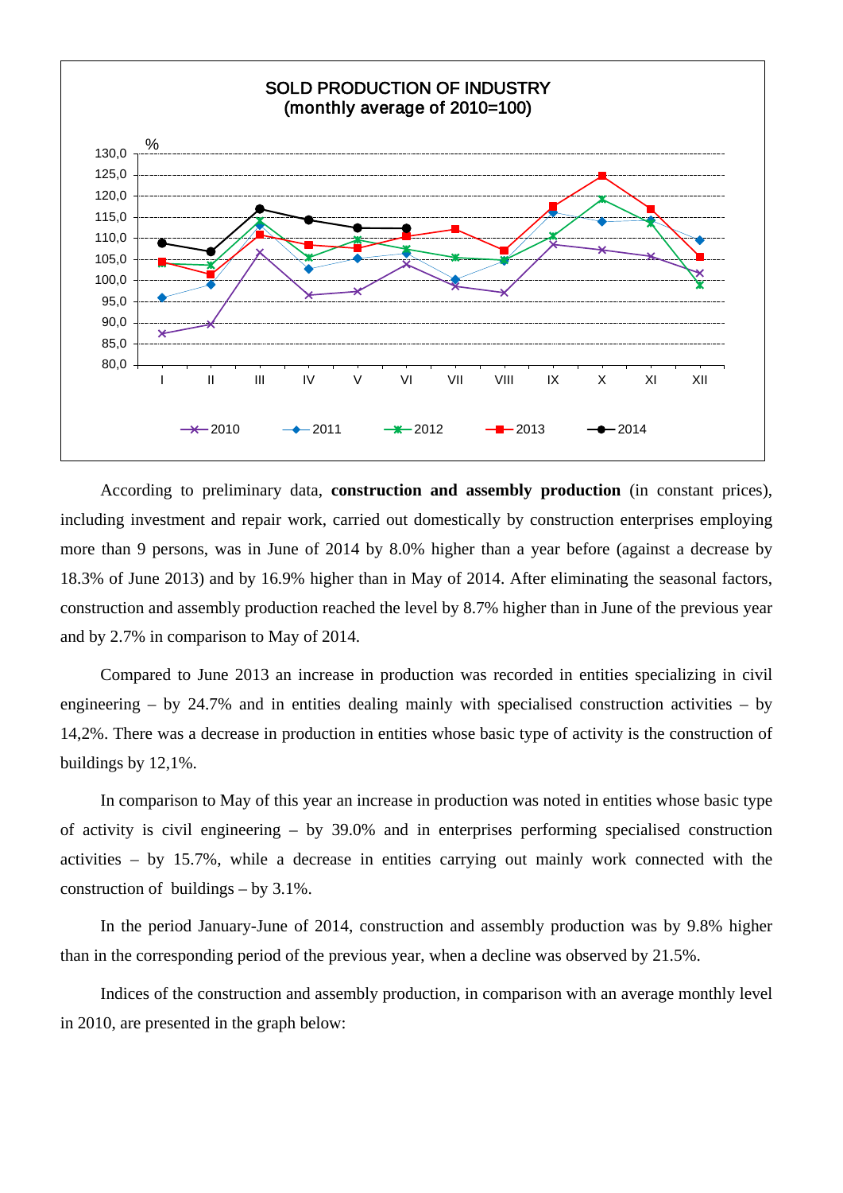SOLD PRODUCTION OF INDUSTRY
(monthly average of 2010=100)

According to preliminary data, **construction and assembly production** (in constant prices), including investment and repair work, carried out domestically by construction enterprises employing more than 9 persons, was in June of 2014 by 8.0% higher than a year before (against a decrease by 18.3% of June 2013) and by 16.9% higher than in May of 2014. After eliminating the seasonal factors, construction and assembly production reached the level by 8.7% higher than in June of the previous year and by 2.7% in comparison to May of 2014.

Compared to June 2013 an increase in production was recorded in entities specializing in civil engineering – by 24.7% and in entities dealing mainly with specialised construction activities – by 14,2%. There was a decrease in production in entities whose basic type of activity is the construction of buildings by 12,1%.

In comparison to May of this year an increase in production was noted in entities whose basic type of activity is civil engineering – by 39.0% and in enterprises performing specialised construction activities – by 15.7%, while a decrease in entities carrying out mainly work connected with the construction of buildings – by 3.1%.

In the period January-June of 2014, construction and assembly production was by 9.8% higher than in the corresponding period of the previous year, when a decline was observed by 21.5%.

Indices of the construction and assembly production, in comparison with an average monthly level in 2010, are presented in the graph below: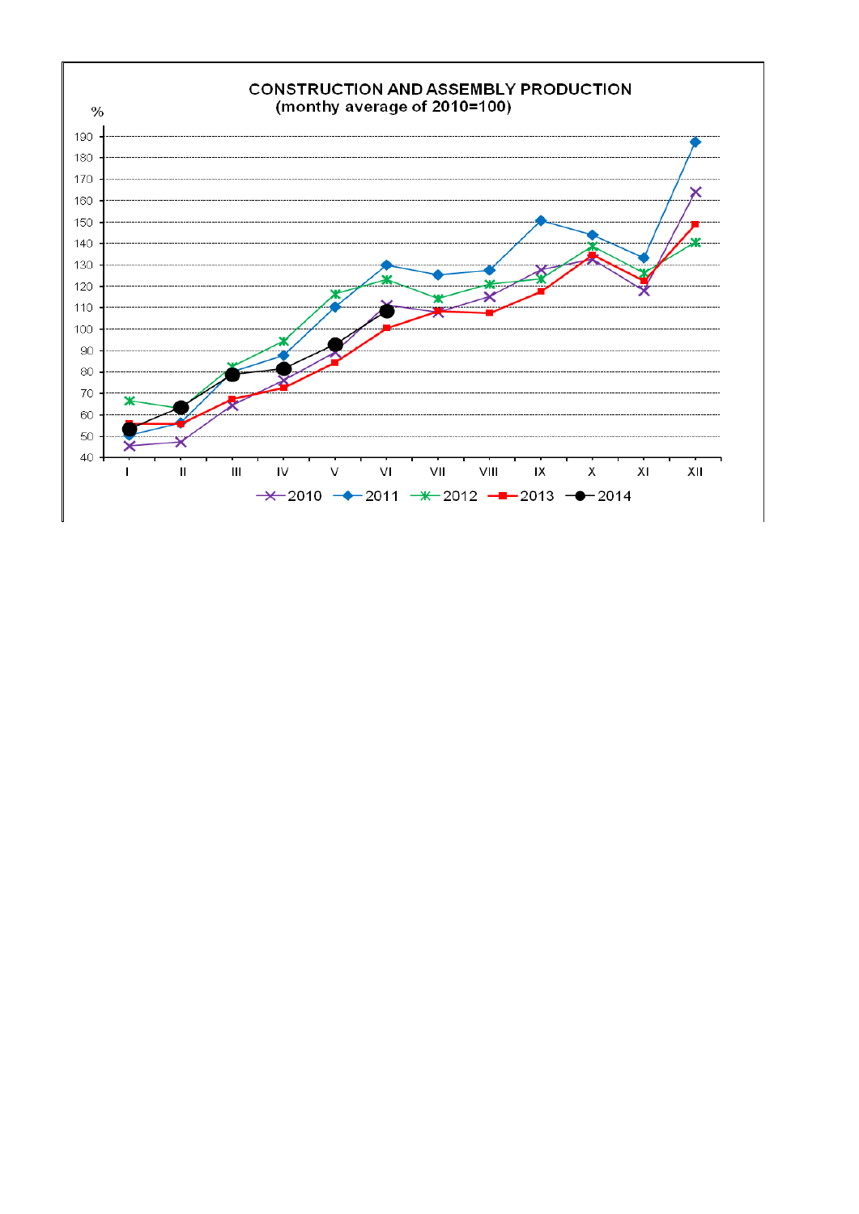CONSTRUCTION AND ASSEMBLY PRODUCTION
(monthy average of 2010=100)

%

190
180
170
160
150
140
130
120
110
100
90
80
70
60
50
40

I II III IV V VI VII VIII IX X XI XII

2010 2011 2012 2013 2014